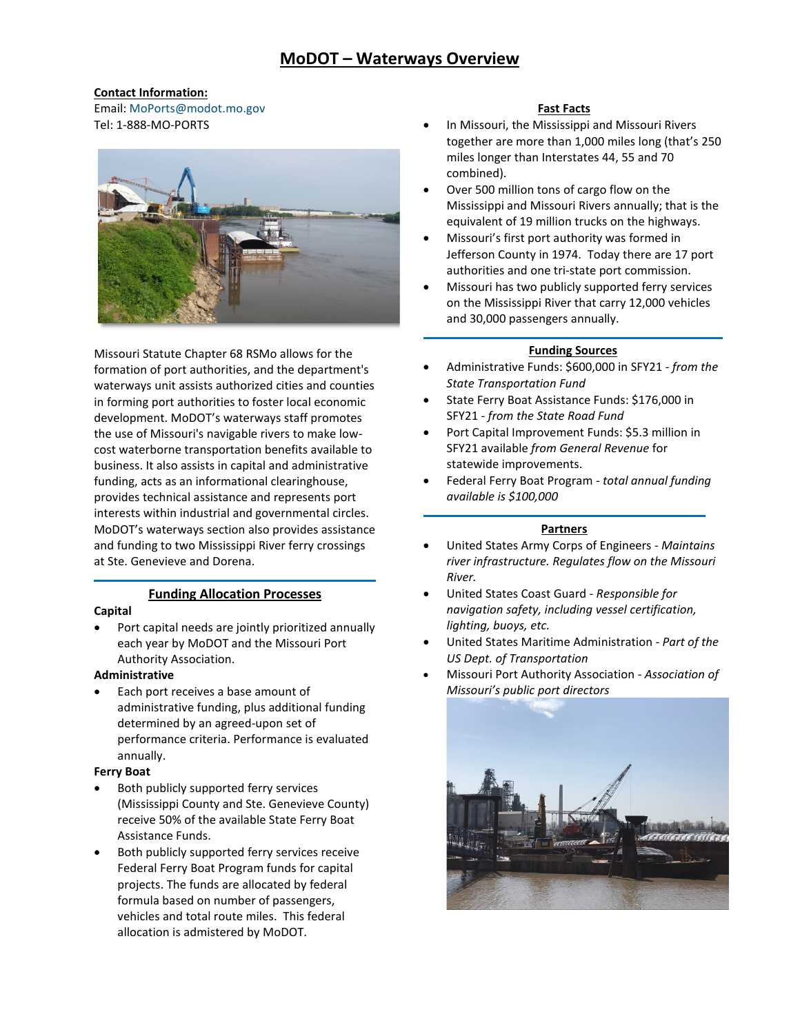# MoDOT – Waterways Overview

**Contact Information:**
Email: MoPorts@modot.mo.gov
Tel: 1-888-MO-PORTS

Missouri Statute Chapter 68 RSMo allows for the formation of port authorities, and the department's waterways unit assists authorized cities and counties in forming port authorities to foster local economic development. MoDOT's waterways staff promotes the use of Missouri's navigable rivers to make low-cost waterborne transportation benefits available to business. It also assists in capital and administrative funding, acts as an informational clearinghouse, provides technical assistance and represents port interests within industrial and governmental circles. MoDOT's waterways section also provides assistance and funding to two Mississippi River ferry crossings at Ste. Genevieve and Dorena.

## Funding Allocation Processes

**Capital**

- Port capital needs are jointly prioritized annually each year by MoDOT and the Missouri Port Authority Association.

**Administrative**

- Each port receives a base amount of administrative funding, plus additional funding determined by an agreed-upon set of performance criteria. Performance is evaluated annually.

**Ferry Boat**

- Both publicly supported ferry services (Mississippi County and Ste. Genevieve County) receive 50% of the available State Ferry Boat Assistance Funds.
- Both publicly supported ferry services receive Federal Ferry Boat Program funds for capital projects. The funds are allocated by federal formula based on number of passengers, vehicles and total route miles. This federal allocation is admistered by MoDOT.

## Fast Facts

- In Missouri, the Mississippi and Missouri Rivers together are more than 1,000 miles long (that's 250 miles longer than Interstates 44, 55 and 70 combined).
- Over 500 million tons of cargo flow on the Mississippi and Missouri Rivers annually; that is the equivalent of 19 million trucks on the highways.
- Missouri's first port authority was formed in Jefferson County in 1974. Today there are 17 port authorities and one tri-state port commission.
- Missouri has two publicly supported ferry services on the Mississippi River that carry 12,000 vehicles and 30,000 passengers annually.

## Funding Sources

- Administrative Funds: $600,000 in SFY21 - *from the State Transportation Fund*
- State Ferry Boat Assistance Funds: $176,000 in SFY21 - *from the State Road Fund*
- Port Capital Improvement Funds: $5.3 million in SFY21 available *from General Revenue* for statewide improvements.
- Federal Ferry Boat Program - *total annual funding available is $100,000*

## Partners

- United States Army Corps of Engineers - *Maintains river infrastructure. Regulates flow on the Missouri River.*
- United States Coast Guard - *Responsible for navigation safety, including vessel certification, lighting, buoys, etc.*
- United States Maritime Administration - *Part of the US Dept. of Transportation*
- Missouri Port Authority Association - *Association of Missouri's public port directors*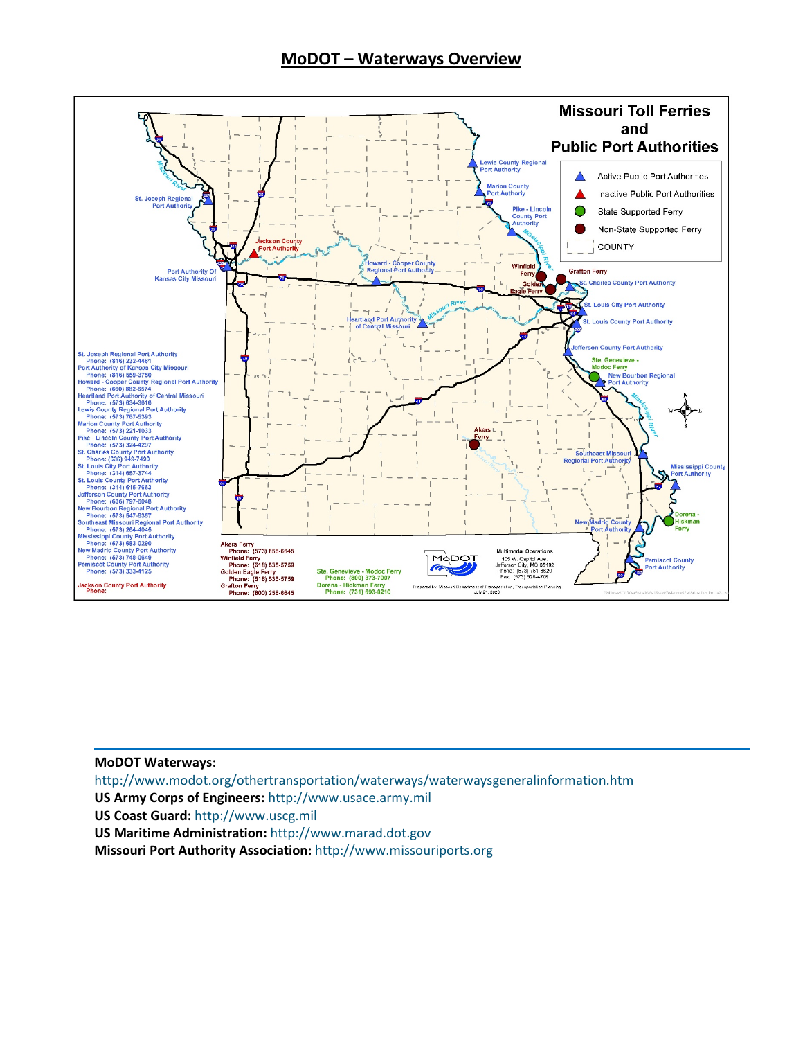# MoDOT – Waterways Overview

Missouri Toll Ferries and Public Port Authorities

Active Public Port Authorities
Inactive Public Port Authorities
State Supported Ferry
Non-State Supported Ferry
COUNTY

St. Joseph Regional Port Authority
Phone: (816) 232-4461
Port Authority of Kansas City Missouri
Phone: (816) 559-3750
Howard - Cooper County Regional Port Authority
Phone: (660) 882-5574
Heartland Port Authority of Central Missouri
Phone: (573) 634-3616
Lewis County Regional Port Authority
Phone: (573) 767-5393
Marion County Port Authority
Phone: (573) 221-1033
Pike - Lincoln County Port Authority
Phone: (573) 324-4297
St. Charles County Port Authority
Phone: (636) 949-7490
St. Louis City Port Authority
Phone: (314) 657-3744
St. Louis County Port Authority
Phone: (314) 615-7663
Jefferson County Port Authority
Phone: (636) 797-5048
New Bourbon Regional Port Authority
Phone: (573) 547-8357
Southeast Missouri Regional Port Authority
Phone: (573) 264-4045
Mississippi County Port Authority
Phone: (573) 683-0290
New Madrid County Port Authority
Phone: (573) 748-0649
Pemiscot County Port Authority
Phone: (573) 333-4125

Jackson County Port Authority
Phone:

Akers Ferry
Phone: (573) 858-6645
Winfield Ferry
Phone: (618) 535-5759
Golden Eagle Ferry
Phone: (618) 535-5759
Grafton Ferry
Phone: (800) 258-6645

Ste. Genevieve - Modoc Ferry
Phone: (800) 373-7007
Dorena - Hickman Ferry
Phone: (731) 693-0210

Multimodal Operations
105 W. Capitol Ave.
Jefferson City, MO 65102
Phone: (573) 751-8620
Fax: (573) 526-4709

Prepared by: Missouri Department of Transportation, Transportation Planning
July 21, 2020

---

**MoDOT Waterways:**
http://www.modot.org/othertransportation/waterways/waterwaysgeneralinformation.htm
**US Army Corps of Engineers:** http://www.usace.army.mil
**US Coast Guard:** http://www.uscg.mil
**US Maritime Administration:** http://www.marad.dot.gov
**Missouri Port Authority Association:** http://www.missouriports.org